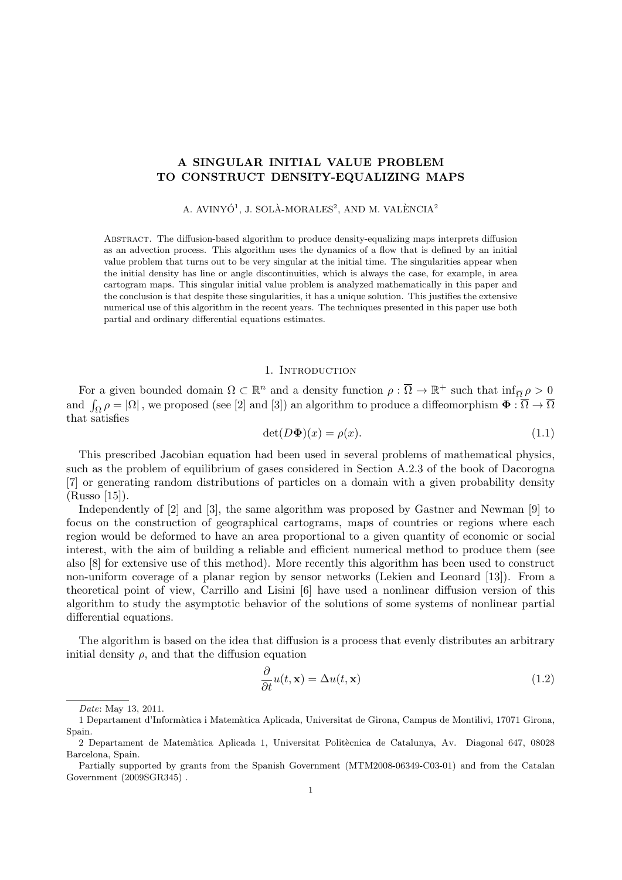# A SINGULAR INITIAL VALUE PROBLEM TO CONSTRUCT DENSITY-EQUALIZING MAPS

A. AVINYÓ[1], J. SOLÀ-MORALES[2], AND M. VALÈNCIA[2]

ABSTRACT. The diffusion-based algorithm to produce density-equalizing maps interprets diffusion as an advection process. This algorithm uses the dynamics of a flow that is defined by an initial value problem that turns out to be very singular at the initial time. The singularities appear when the initial density has line or angle discontinuities, which is always the case, for example, in area cartogram maps. This singular initial value problem is analyzed mathematically in this paper and the conclusion is that despite these singularities, it has a unique solution. This justifies the extensive numerical use of this algorithm in the recent years. The techniques presented in this paper use both partial and ordinary differential equations estimates.

## 1. Introduction

For a given bounded domain $\Omega \subset \mathbb{R}^n$ and a density function $\rho : \overline{\Omega} \to \mathbb{R}^+$ such that $\inf_{\overline{\Omega}} \rho > 0$ and $\int_\Omega \rho = |\Omega|$ , we proposed (see [2] and [3]) an algorithm to produce a diffeomorphism $\mathbf{\Phi} : \overline{\Omega} \to \overline{\Omega}$ that satisfies

$$\det(D\mathbf{\Phi})(x) = \rho(x). \tag{1.1}$$

This prescribed Jacobian equation had been used in several problems of mathematical physics, such as the problem of equilibrium of gases considered in Section A.2.3 of the book of Dacorogna [7] or generating random distributions of particles on a domain with a given probability density (Russo [15]).

Independently of [2] and [3], the same algorithm was proposed by Gastner and Newman [9] to focus on the construction of geographical cartograms, maps of countries or regions where each region would be deformed to have an area proportional to a given quantity of economic or social interest, with the aim of building a reliable and efficient numerical method to produce them (see also [8] for extensive use of this method). More recently this algorithm has been used to construct non-uniform coverage of a planar region by sensor networks (Lekien and Leonard [13]). From a theoretical point of view, Carrillo and Lisini [6] have used a nonlinear diffusion version of this algorithm to study the asymptotic behavior of the solutions of some systems of nonlinear partial differential equations.

The algorithm is based on the idea that diffusion is a process that evenly distributes an arbitrary initial density $\rho$, and that the diffusion equation

$$\frac{\partial}{\partial t} u(t, \mathbf{x}) = \Delta u(t, \mathbf{x}) \tag{1.2}$$

---

*Date*: May 13, 2011.

1 Departament d'Informàtica i Matemàtica Aplicada, Universitat de Girona, Campus de Montilivi, 17071 Girona, Spain.

2 Departament de Matemàtica Aplicada 1, Universitat Politècnica de Catalunya, Av. Diagonal 647, 08028 Barcelona, Spain.

Partially supported by grants from the Spanish Government (MTM2008-06349-C03-01) and from the Catalan Government (2009SGR345) .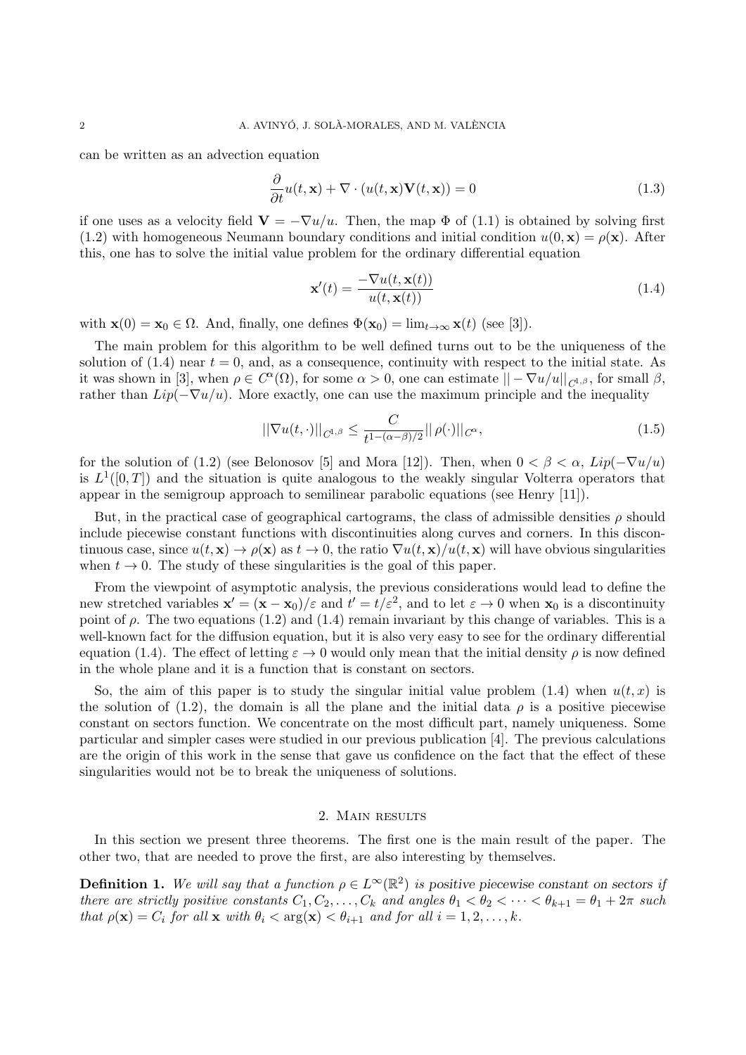can be written as an advection equation

$$\frac{\partial}{\partial t}u(t,\mathbf{x}) + \nabla \cdot (u(t,\mathbf{x})\mathbf{V}(t,\mathbf{x})) = 0 \tag{1.3}$$

if one uses as a velocity field $\mathbf{V} = -\nabla u/u$. Then, the map $\Phi$ of (1.1) is obtained by solving first (1.2) with homogeneous Neumann boundary conditions and initial condition $u(0,\mathbf{x}) = \rho(\mathbf{x})$. After this, one has to solve the initial value problem for the ordinary differential equation

$$\mathbf{x}'(t) = \frac{-\nabla u(t,\mathbf{x}(t))}{u(t,\mathbf{x}(t))} \tag{1.4}$$

with $\mathbf{x}(0) = \mathbf{x}_0 \in \Omega$. And, finally, one defines $\Phi(\mathbf{x}_0) = \lim_{t\to\infty} \mathbf{x}(t)$ (see [3]).

The main problem for this algorithm to be well defined turns out to be the uniqueness of the solution of (1.4) near $t = 0$, and, as a consequence, continuity with respect to the initial state. As it was shown in [3], when $\rho \in C^\alpha(\Omega)$, for some $\alpha > 0$, one can estimate $||-\nabla u/u||_{C^{1,\beta}}$, for small $\beta$, rather than $Lip(-\nabla u/u)$. More exactly, one can use the maximum principle and the inequality

$$||\nabla u(t,\cdot)||_{C^{1,\beta}} \leq \frac{C}{t^{1-(\alpha-\beta)/2}} ||\rho(\cdot)||_{C^\alpha}, \tag{1.5}$$

for the solution of (1.2) (see Belonosov [5] and Mora [12]). Then, when $0 < \beta < \alpha$, $Lip(-\nabla u/u)$ is $L^1([0,T])$ and the situation is quite analogous to the weakly singular Volterra operators that appear in the semigroup approach to semilinear parabolic equations (see Henry [11]).

But, in the practical case of geographical cartograms, the class of admissible densities $\rho$ should include piecewise constant functions with discontinuities along curves and corners. In this discontinuous case, since $u(t,\mathbf{x}) \to \rho(\mathbf{x})$ as $t \to 0$, the ratio $\nabla u(t,\mathbf{x})/u(t,\mathbf{x})$ will have obvious singularities when $t \to 0$. The study of these singularities is the goal of this paper.

From the viewpoint of asymptotic analysis, the previous considerations would lead to define the new stretched variables $\mathbf{x}' = (\mathbf{x} - \mathbf{x}_0)/\varepsilon$ and $t' = t/\varepsilon^2$, and to let $\varepsilon \to 0$ when $\mathbf{x}_0$ is a discontinuity point of $\rho$. The two equations (1.2) and (1.4) remain invariant by this change of variables. This is a well-known fact for the diffusion equation, but it is also very easy to see for the ordinary differential equation (1.4). The effect of letting $\varepsilon \to 0$ would only mean that the initial density $\rho$ is now defined in the whole plane and it is a function that is constant on sectors.

So, the aim of this paper is to study the singular initial value problem (1.4) when $u(t,x)$ is the solution of (1.2), the domain is all the plane and the initial data $\rho$ is a positive piecewise constant on sectors function. We concentrate on the most difficult part, namely uniqueness. Some particular and simpler cases were studied in our previous publication [4]. The previous calculations are the origin of this work in the sense that gave us confidence on the fact that the effect of these singularities would not be to break the uniqueness of solutions.

## 2. Main results

In this section we present three theorems. The first one is the main result of the paper. The other two, that are needed to prove the first, are also interesting by themselves.

**Definition 1.** *We will say that a function $\rho \in L^\infty(\mathbb{R}^2)$ is positive piecewise constant on sectors if there are strictly positive constants $C_1, C_2, \ldots, C_k$ and angles $\theta_1 < \theta_2 < \cdots < \theta_{k+1} = \theta_1 + 2\pi$ such that $\rho(\mathbf{x}) = C_i$ for all $\mathbf{x}$ with $\theta_i < \arg(\mathbf{x}) < \theta_{i+1}$ and for all $i = 1, 2, \ldots, k$.*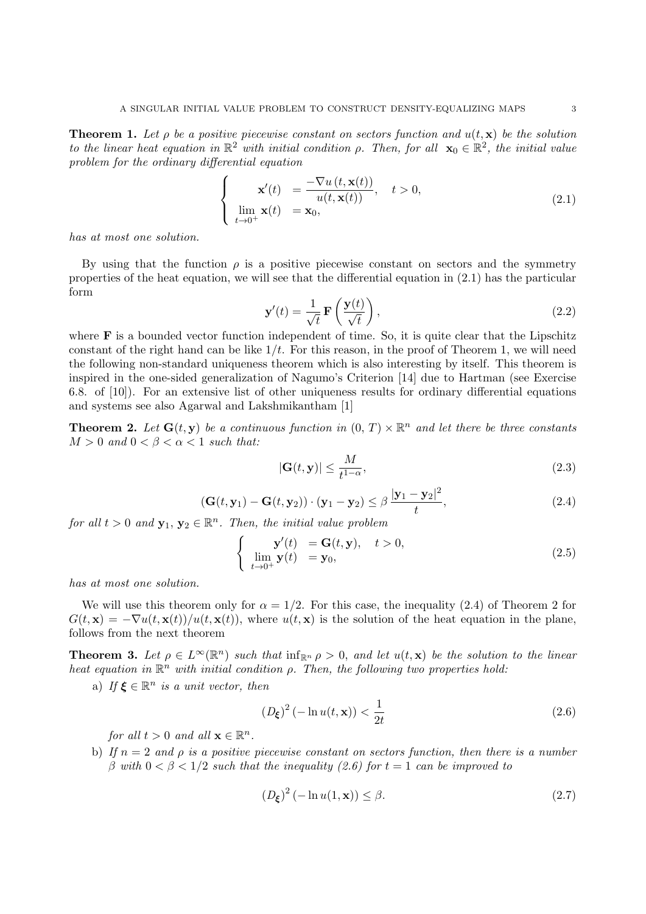**Theorem 1.** *Let $\rho$ be a positive piecewise constant on sectors function and $u(t, \mathbf{x})$ be the solution to the linear heat equation in $\mathbb{R}^2$ with initial condition $\rho$. Then, for all $\mathbf{x}_0 \in \mathbb{R}^2$, the initial value problem for the ordinary differential equation*

$$
\left\{
\begin{array}{rl}
\mathbf{x}'(t) & = \dfrac{-\nabla u\,(t, \mathbf{x}(t))}{u(t, \mathbf{x}(t))}, \quad t > 0, \\
\lim\limits_{t \to 0^+} \mathbf{x}(t) & = \mathbf{x}_0,
\end{array}
\right.
\tag{2.1}
$$

*has at most one solution.*

By using that the function $\rho$ is a positive piecewise constant on sectors and the symmetry properties of the heat equation, we will see that the differential equation in (2.1) has the particular form

$$
\mathbf{y}'(t) = \frac{1}{\sqrt{t}}\,\mathbf{F}\left(\frac{\mathbf{y}(t)}{\sqrt{t}}\right),
\tag{2.2}
$$

where $\mathbf{F}$ is a bounded vector function independent of time. So, it is quite clear that the Lipschitz constant of the right hand can be like $1/t$. For this reason, in the proof of Theorem 1, we will need the following non-standard uniqueness theorem which is also interesting by itself. This theorem is inspired in the one-sided generalization of Nagumo's Criterion [14] due to Hartman (see Exercise 6.8. of [10]). For an extensive list of other uniqueness results for ordinary differential equations and systems see also Agarwal and Lakshmikantham [1]

**Theorem 2.** *Let $\mathbf{G}(t, \mathbf{y})$ be a continuous function in $(0, T) \times \mathbb{R}^n$ and let there be three constants $M > 0$ and $0 < \beta < \alpha < 1$ such that:*

$$
|\mathbf{G}(t, \mathbf{y})| \leq \frac{M}{t^{1-\alpha}},
\tag{2.3}
$$

$$
(\mathbf{G}(t, \mathbf{y}_1) - \mathbf{G}(t, \mathbf{y}_2)) \cdot (\mathbf{y}_1 - \mathbf{y}_2) \leq \beta\,\frac{|\mathbf{y}_1 - \mathbf{y}_2|^2}{t},
\tag{2.4}
$$

*for all $t > 0$ and $\mathbf{y}_1, \mathbf{y}_2 \in \mathbb{R}^n$. Then, the initial value problem*

$$
\left\{
\begin{array}{rl}
\mathbf{y}'(t) & = \mathbf{G}(t, \mathbf{y}), \quad t > 0, \\
\lim\limits_{t \to 0^+} \mathbf{y}(t) & = \mathbf{y}_0,
\end{array}
\right.
\tag{2.5}
$$

*has at most one solution.*

We will use this theorem only for $\alpha = 1/2$. For this case, the inequality (2.4) of Theorem 2 for $G(t, \mathbf{x}) = -\nabla u(t, \mathbf{x}(t))/u(t, \mathbf{x}(t))$, where $u(t, \mathbf{x})$ is the solution of the heat equation in the plane, follows from the next theorem

**Theorem 3.** *Let $\rho \in L^\infty(\mathbb{R}^n)$ such that $\inf_{\mathbb{R}^n} \rho > 0$, and let $u(t, \mathbf{x})$ be the solution to the linear heat equation in $\mathbb{R}^n$ with initial condition $\rho$. Then, the following two properties hold:*

a) *If $\boldsymbol{\xi} \in \mathbb{R}^n$ is a unit vector, then*

$$
(D_{\boldsymbol{\xi}})^2\,(-\ln u(t, \mathbf{x})) < \frac{1}{2t}
\tag{2.6}
$$

*for all $t > 0$ and all $\mathbf{x} \in \mathbb{R}^n$.*

b) *If $n = 2$ and $\rho$ is a positive piecewise constant on sectors function, then there is a number $\beta$ with $0 < \beta < 1/2$ such that the inequality (2.6) for $t = 1$ can be improved to*

$$
(D_{\boldsymbol{\xi}})^2\,(-\ln u(1, \mathbf{x})) \leq \beta.
\tag{2.7}
$$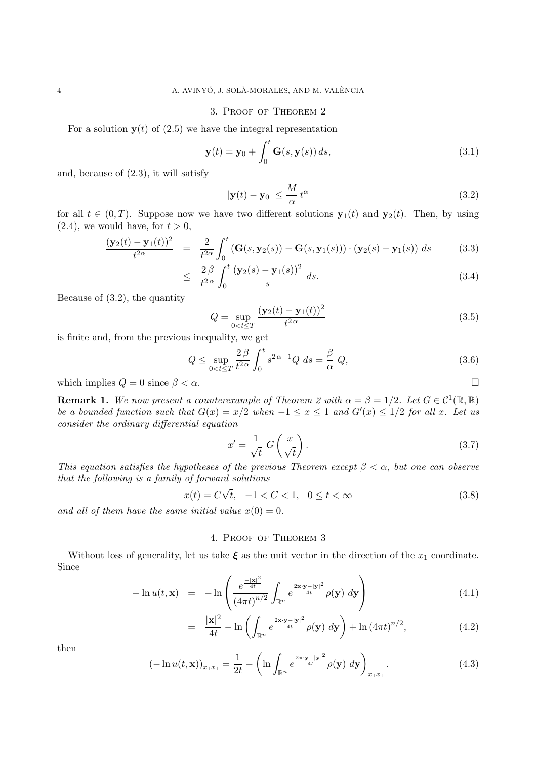## 3. Proof of Theorem 2

For a solution $\mathbf{y}(t)$ of (2.5) we have the integral representation

$$\mathbf{y}(t) = \mathbf{y}_0 + \int_0^t \mathbf{G}(s, \mathbf{y}(s))\, ds, \tag{3.1}$$

and, because of (2.3), it will satisfy

$$|\mathbf{y}(t) - \mathbf{y}_0| \leq \frac{M}{\alpha}\, t^{\alpha} \tag{3.2}$$

for all $t \in (0, T)$. Suppose now we have two different solutions $\mathbf{y}_1(t)$ and $\mathbf{y}_2(t)$. Then, by using (2.4), we would have, for $t > 0$,

$$\begin{aligned} \frac{(\mathbf{y}_2(t) - \mathbf{y}_1(t))^2}{t^{2\alpha}} &= \frac{2}{t^{2\alpha}} \int_0^t \left(\mathbf{G}(s, \mathbf{y}_2(s)) - \mathbf{G}(s, \mathbf{y}_1(s))\right) \cdot (\mathbf{y}_2(s) - \mathbf{y}_1(s))\; ds & (3.3)\\ &\leq \frac{2\,\beta}{t^{2\,\alpha}} \int_0^t \frac{(\mathbf{y}_2(s) - \mathbf{y}_1(s))^2}{s}\; ds. & (3.4) \end{aligned}$$

Because of (3.2), the quantity

$$Q = \sup_{0 < t \leq T} \frac{(\mathbf{y}_2(t) - \mathbf{y}_1(t))^2}{t^{2\,\alpha}} \tag{3.5}$$

is finite and, from the previous inequality, we get

$$Q \leq \sup_{0<t\leq T} \frac{2\,\beta}{t^{2\,\alpha}} \int_0^t s^{2\,\alpha - 1} Q\; ds = \frac{\beta}{\alpha}\; Q, \tag{3.6}$$

which implies $Q = 0$ since $\beta < \alpha$. □

**Remark 1.** *We now present a counterexample of Theorem 2 with $\alpha = \beta = 1/2$. Let $G \in \mathcal{C}^1(\mathbb{R}, \mathbb{R})$ be a bounded function such that $G(x) = x/2$ when $-1 \leq x \leq 1$ and $G'(x) \leq 1/2$ for all $x$. Let us consider the ordinary differential equation*

$$x' = \frac{1}{\sqrt{t}}\; G\left(\frac{x}{\sqrt{t}}\right). \tag{3.7}$$

*This equation satisfies the hypotheses of the previous Theorem except $\beta < \alpha$, but one can observe that the following is a family of forward solutions*

$$x(t) = C\sqrt{t}, \quad -1 < C < 1, \quad 0 \leq t < \infty \tag{3.8}$$

*and all of them have the same initial value $x(0) = 0$.*

## 4. Proof of Theorem 3

Without loss of generality, let us take $\boldsymbol{\xi}$ as the unit vector in the direction of the $x_1$ coordinate. Since

$$\begin{aligned} -\ln u(t, \mathbf{x}) &= -\ln\left(\frac{e^{\frac{-|\mathbf{x}|^2}{4t}}}{(4\pi t)^{n/2}} \int_{\mathbb{R}^n} e^{\frac{2\mathbf{x}\cdot\mathbf{y} - |\mathbf{y}|^2}{4t}} \rho(\mathbf{y})\; d\mathbf{y}\right) & (4.1)\\ &= \frac{|\mathbf{x}|^2}{4t} - \ln\left(\int_{\mathbb{R}^n} e^{\frac{2\mathbf{x}\cdot\mathbf{y} - |\mathbf{y}|^2}{4t}} \rho(\mathbf{y})\; d\mathbf{y}\right) + \ln{(4\pi t)^{n/2}}, & (4.2) \end{aligned}$$

then

$$(-\ln u(t, \mathbf{x}))_{x_1 x_1} = \frac{1}{2t} - \left(\ln \int_{\mathbb{R}^n} e^{\frac{2\mathbf{x}\cdot\mathbf{y} - |\mathbf{y}|^2}{4t}} \rho(\mathbf{y})\; d\mathbf{y}\right)_{x_1 x_1}. \tag{4.3}$$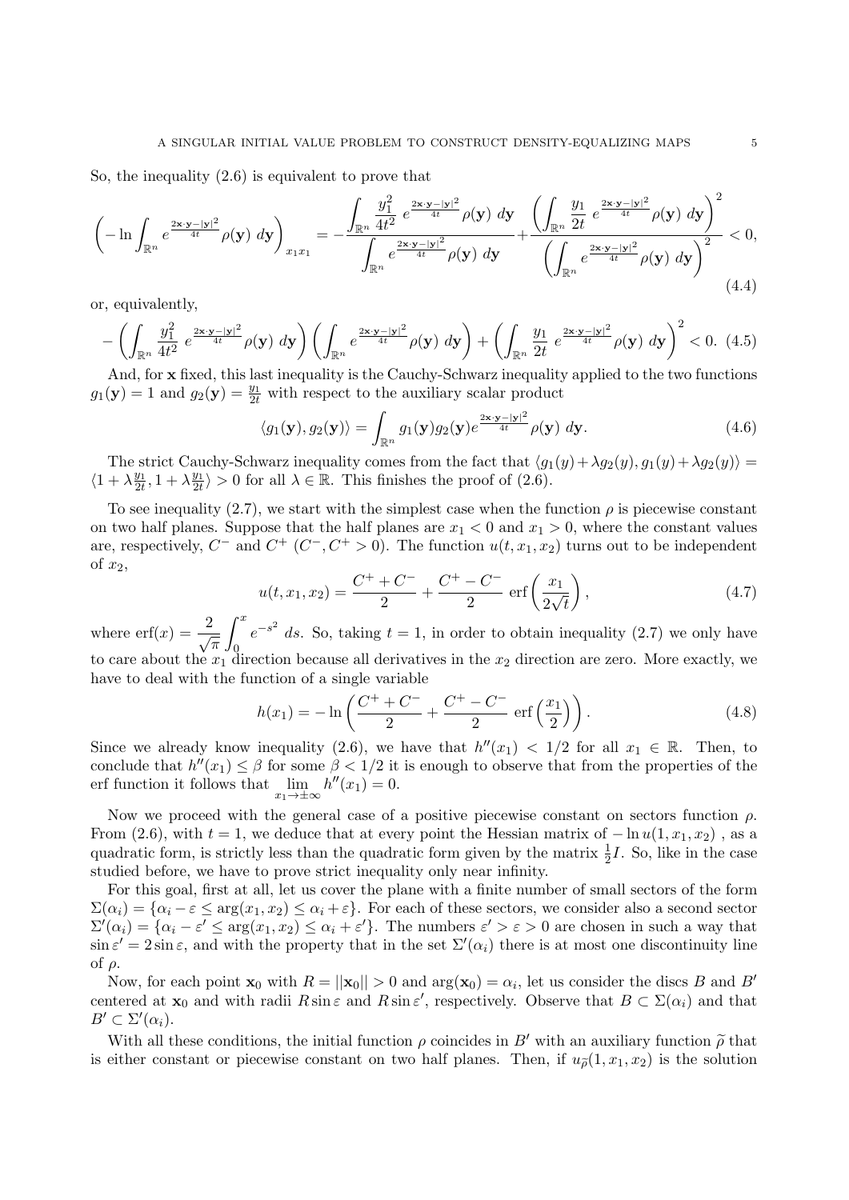So, the inequality (2.6) is equivalent to prove that

$$\left(-\ln \int_{\mathbb{R}^n} e^{\frac{2\mathbf{x}\cdot\mathbf{y}-|\mathbf{y}|^2}{4t}}\rho(\mathbf{y})\ d\mathbf{y}\right)_{x_1x_1} = -\frac{\displaystyle\int_{\mathbb{R}^n} \frac{y_1^2}{4t^2}\ e^{\frac{2\mathbf{x}\cdot\mathbf{y}-|\mathbf{y}|^2}{4t}}\rho(\mathbf{y})\ d\mathbf{y}}{\displaystyle\int_{\mathbb{R}^n} e^{\frac{2\mathbf{x}\cdot\mathbf{y}-|\mathbf{y}|^2}{4t}}\rho(\mathbf{y})\ d\mathbf{y}} + \frac{\left(\displaystyle\int_{\mathbb{R}^n} \frac{y_1}{2t}\ e^{\frac{2\mathbf{x}\cdot\mathbf{y}-|\mathbf{y}|^2}{4t}}\rho(\mathbf{y})\ d\mathbf{y}\right)^2}{\left(\displaystyle\int_{\mathbb{R}^n} e^{\frac{2\mathbf{x}\cdot\mathbf{y}-|\mathbf{y}|^2}{4t}}\rho(\mathbf{y})\ d\mathbf{y}\right)^2} < 0, \tag{4.4}$$

or, equivalently,

$$-\left(\int_{\mathbb{R}^n} \frac{y_1^2}{4t^2}\ e^{\frac{2\mathbf{x}\cdot\mathbf{y}-|\mathbf{y}|^2}{4t}}\rho(\mathbf{y})\ d\mathbf{y}\right)\left(\int_{\mathbb{R}^n} e^{\frac{2\mathbf{x}\cdot\mathbf{y}-|\mathbf{y}|^2}{4t}}\rho(\mathbf{y})\ d\mathbf{y}\right) + \left(\int_{\mathbb{R}^n} \frac{y_1}{2t}\ e^{\frac{2\mathbf{x}\cdot\mathbf{y}-|\mathbf{y}|^2}{4t}}\rho(\mathbf{y})\ d\mathbf{y}\right)^2 < 0. \tag{4.5}$$

And, for $\mathbf{x}$ fixed, this last inequality is the Cauchy-Schwarz inequality applied to the two functions $g_1(\mathbf{y}) = 1$ and $g_2(\mathbf{y}) = \frac{y_1}{2t}$ with respect to the auxiliary scalar product

$$\langle g_1(\mathbf{y}), g_2(\mathbf{y})\rangle = \int_{\mathbb{R}^n} g_1(\mathbf{y})g_2(\mathbf{y})e^{\frac{2\mathbf{x}\cdot\mathbf{y}-|\mathbf{y}|^2}{4t}}\rho(\mathbf{y})\ d\mathbf{y}. \tag{4.6}$$

The strict Cauchy-Schwarz inequality comes from the fact that $\langle g_1(y)+\lambda g_2(y), g_1(y)+\lambda g_2(y)\rangle = \langle 1+\lambda\frac{y_1}{2t}, 1+\lambda\frac{y_1}{2t}\rangle > 0$ for all $\lambda \in \mathbb{R}$. This finishes the proof of (2.6).

To see inequality (2.7), we start with the simplest case when the function $\rho$ is piecewise constant on two half planes. Suppose that the half planes are $x_1 < 0$ and $x_1 > 0$, where the constant values are, respectively, $C^-$ and $C^+$ ($C^-, C^+ > 0$). The function $u(t, x_1, x_2)$ turns out to be independent of $x_2$,

$$u(t, x_1, x_2) = \frac{C^+ + C^-}{2} + \frac{C^+ - C^-}{2}\ \mathrm{erf}\left(\frac{x_1}{2\sqrt{t}}\right), \tag{4.7}$$

where $\mathrm{erf}(x) = \dfrac{2}{\sqrt{\pi}}\displaystyle\int_0^x e^{-s^2}\ ds$. So, taking $t = 1$, in order to obtain inequality (2.7) we only have to care about the $x_1$ direction because all derivatives in the $x_2$ direction are zero. More exactly, we have to deal with the function of a single variable

$$h(x_1) = -\ln\left(\frac{C^+ + C^-}{2} + \frac{C^+ - C^-}{2}\ \mathrm{erf}\left(\frac{x_1}{2}\right)\right). \tag{4.8}$$

Since we already know inequality (2.6), we have that $h''(x_1) < 1/2$ for all $x_1 \in \mathbb{R}$. Then, to conclude that $h''(x_1) \leq \beta$ for some $\beta < 1/2$ it is enough to observe that from the properties of the erf function it follows that $\lim_{x_1\to\pm\infty} h''(x_1) = 0$.

Now we proceed with the general case of a positive piecewise constant on sectors function $\rho$. From (2.6), with $t = 1$, we deduce that at every point the Hessian matrix of $-\ln u(1, x_1, x_2)$ , as a quadratic form, is strictly less than the quadratic form given by the matrix $\frac{1}{2}I$. So, like in the case studied before, we have to prove strict inequality only near infinity.

For this goal, first at all, let us cover the plane with a finite number of small sectors of the form $\Sigma(\alpha_i) = \{\alpha_i - \varepsilon \leq \arg(x_1, x_2) \leq \alpha_i + \varepsilon\}$. For each of these sectors, we consider also a second sector $\Sigma'(\alpha_i) = \{\alpha_i - \varepsilon' \leq \arg(x_1, x_2) \leq \alpha_i + \varepsilon'\}$. The numbers $\varepsilon' > \varepsilon > 0$ are chosen in such a way that $\sin\varepsilon' = 2\sin\varepsilon$, and with the property that in the set $\Sigma'(\alpha_i)$ there is at most one discontinuity line of $\rho$.

Now, for each point $\mathbf{x}_0$ with $R = ||\mathbf{x}_0|| > 0$ and $\arg(\mathbf{x}_0) = \alpha_i$, let us consider the discs $B$ and $B'$ centered at $\mathbf{x}_0$ and with radii $R\sin\varepsilon$ and $R\sin\varepsilon'$, respectively. Observe that $B \subset \Sigma(\alpha_i)$ and that $B' \subset \Sigma'(\alpha_i)$.

With all these conditions, the initial function $\rho$ coincides in $B'$ with an auxiliary function $\widetilde{\rho}$ that is either constant or piecewise constant on two half planes. Then, if $u_{\widetilde{\rho}}(1, x_1, x_2)$ is the solution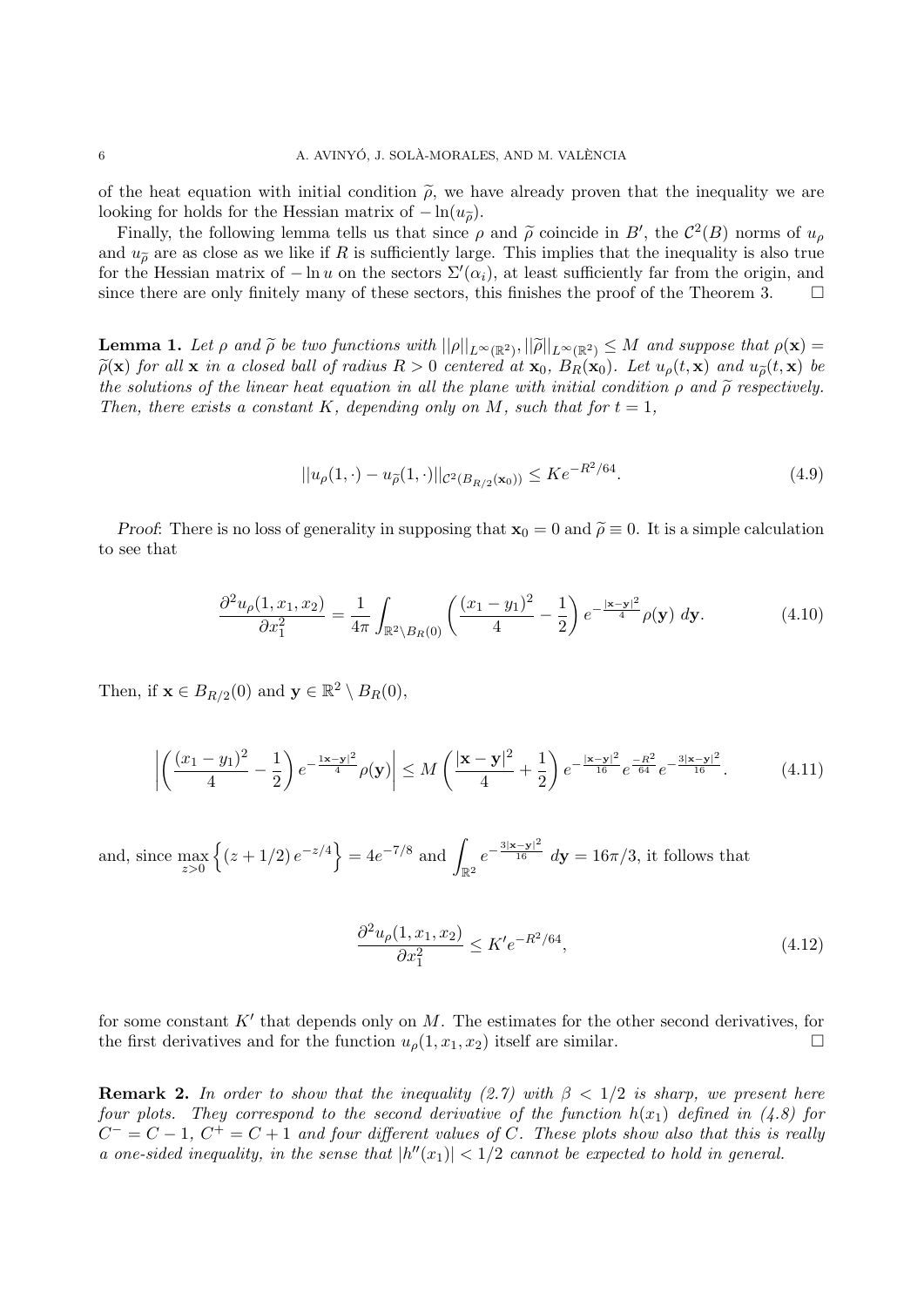of the heat equation with initial condition $\widetilde{\rho}$, we have already proven that the inequality we are looking for holds for the Hessian matrix of $-\ln(u_{\widetilde{\rho}})$.

Finally, the following lemma tells us that since $\rho$ and $\widetilde{\rho}$ coincide in $B'$, the $\mathcal{C}^2(B)$ norms of $u_\rho$ and $u_{\widetilde{\rho}}$ are as close as we like if $R$ is sufficiently large. This implies that the inequality is also true for the Hessian matrix of $-\ln u$ on the sectors $\Sigma'(\alpha_i)$, at least sufficiently far from the origin, and since there are only finitely many of these sectors, this finishes the proof of the Theorem 3. $\square$

**Lemma 1.** *Let $\rho$ and $\widetilde{\rho}$ be two functions with $||\rho||_{L^\infty(\mathbb{R}^2)}, ||\widetilde{\rho}||_{L^\infty(\mathbb{R}^2)} \leq M$ and suppose that $\rho(\mathbf{x}) = \widetilde{\rho}(\mathbf{x})$ for all $\mathbf{x}$ in a closed ball of radius $R > 0$ centered at $\mathbf{x}_0$, $B_R(\mathbf{x}_0)$. Let $u_\rho(t, \mathbf{x})$ and $u_{\widetilde{\rho}}(t, \mathbf{x})$ be the solutions of the linear heat equation in all the plane with initial condition $\rho$ and $\widetilde{\rho}$ respectively. Then, there exists a constant $K$, depending only on $M$, such that for $t = 1$,*

$$||u_\rho(1, \cdot) - u_{\widetilde{\rho}}(1, \cdot)||_{\mathcal{C}^2(B_{R/2}(\mathbf{x}_0))} \leq K e^{-R^2/64}. \tag{4.9}$$

*Proof*: There is no loss of generality in supposing that $\mathbf{x}_0 = 0$ and $\widetilde{\rho} \equiv 0$. It is a simple calculation to see that

$$\frac{\partial^2 u_\rho(1, x_1, x_2)}{\partial x_1^2} = \frac{1}{4\pi} \int_{\mathbb{R}^2 \setminus B_R(0)} \left( \frac{(x_1 - y_1)^2}{4} - \frac{1}{2} \right) e^{-\frac{|\mathbf{x}-\mathbf{y}|^2}{4}} \rho(\mathbf{y}) \; d\mathbf{y}. \tag{4.10}$$

Then, if $\mathbf{x} \in B_{R/2}(0)$ and $\mathbf{y} \in \mathbb{R}^2 \setminus B_R(0)$,

$$\left| \left( \frac{(x_1 - y_1)^2}{4} - \frac{1}{2} \right) e^{-\frac{1\mathbf{x}-\mathbf{y}|^2}{4}} \rho(\mathbf{y}) \right| \leq M \left( \frac{|\mathbf{x}-\mathbf{y}|^2}{4} + \frac{1}{2} \right) e^{-\frac{|\mathbf{x}-\mathbf{y}|^2}{16}} e^{\frac{-R^2}{64}} e^{-\frac{3|\mathbf{x}-\mathbf{y}|^2}{16}}. \tag{4.11}$$

and, since $\max_{z>0} \left\{ (z + 1/2) \, e^{-z/4} \right\} = 4e^{-7/8}$ and $\displaystyle\int_{\mathbb{R}^2} e^{-\frac{3|\mathbf{x}-\mathbf{y}|^2}{16}} \; d\mathbf{y} = 16\pi/3$, it follows that

$$\frac{\partial^2 u_\rho(1, x_1, x_2)}{\partial x_1^2} \leq K' e^{-R^2/64}, \tag{4.12}$$

for some constant $K'$ that depends only on $M$. The estimates for the other second derivatives, for the first derivatives and for the function $u_\rho(1, x_1, x_2)$ itself are similar. $\square$

**Remark 2.** *In order to show that the inequality (2.7) with $\beta < 1/2$ is sharp, we present here four plots. They correspond to the second derivative of the function $h(x_1)$ defined in (4.8) for $C^- = C - 1$, $C^+ = C + 1$ and four different values of $C$. These plots show also that this is really a one-sided inequality, in the sense that $|h''(x_1)| < 1/2$ cannot be expected to hold in general.*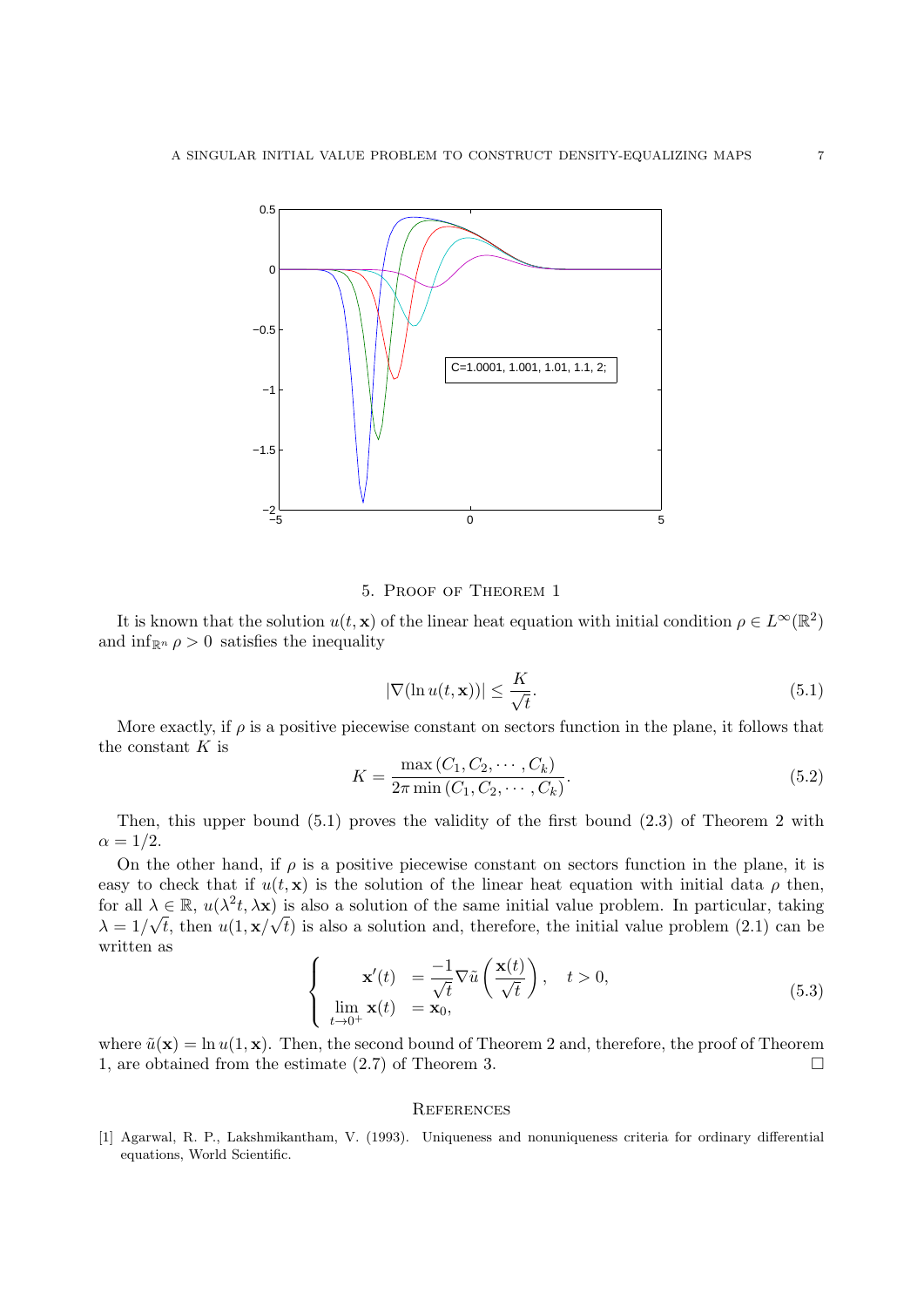C=1.0001, 1.001, 1.01, 1.1, 2;

## 5. Proof of Theorem 1

It is known that the solution $u(t, \mathbf{x})$ of the linear heat equation with initial condition $\rho \in L^\infty(\mathbb{R}^2)$ and $\inf_{\mathbb{R}^n} \rho > 0$ satisfies the inequality

$$|\nabla(\ln u(t, \mathbf{x}))| \leq \frac{K}{\sqrt{t}}. \tag{5.1}$$

More exactly, if $\rho$ is a positive piecewise constant on sectors function in the plane, it follows that the constant $K$ is

$$K = \frac{\max(C_1, C_2, \cdots, C_k)}{2\pi \min(C_1, C_2, \cdots, C_k)}. \tag{5.2}$$

Then, this upper bound (5.1) proves the validity of the first bound (2.3) of Theorem 2 with $\alpha = 1/2$.

On the other hand, if $\rho$ is a positive piecewise constant on sectors function in the plane, it is easy to check that if $u(t, \mathbf{x})$ is the solution of the linear heat equation with initial data $\rho$ then, for all $\lambda \in \mathbb{R}$, $u(\lambda^2 t, \lambda \mathbf{x})$ is also a solution of the same initial value problem. In particular, taking $\lambda = 1/\sqrt{t}$, then $u(1, \mathbf{x}/\sqrt{t})$ is also a solution and, therefore, the initial value problem (2.1) can be written as

$$\begin{cases} \mathbf{x}'(t) &= \dfrac{-1}{\sqrt{t}} \nabla \tilde{u}\left(\dfrac{\mathbf{x}(t)}{\sqrt{t}}\right), \quad t > 0, \\ \lim\limits_{t \to 0^+} \mathbf{x}(t) &= \mathbf{x}_0, \end{cases} \tag{5.3}$$

where $\tilde{u}(\mathbf{x}) = \ln u(1, \mathbf{x})$. Then, the second bound of Theorem 2 and, therefore, the proof of Theorem 1, are obtained from the estimate (2.7) of Theorem 3. □

## References

[1] Agarwal, R. P., Lakshmikantham, V. (1993). Uniqueness and nonuniqueness criteria for ordinary differential equations, World Scientific.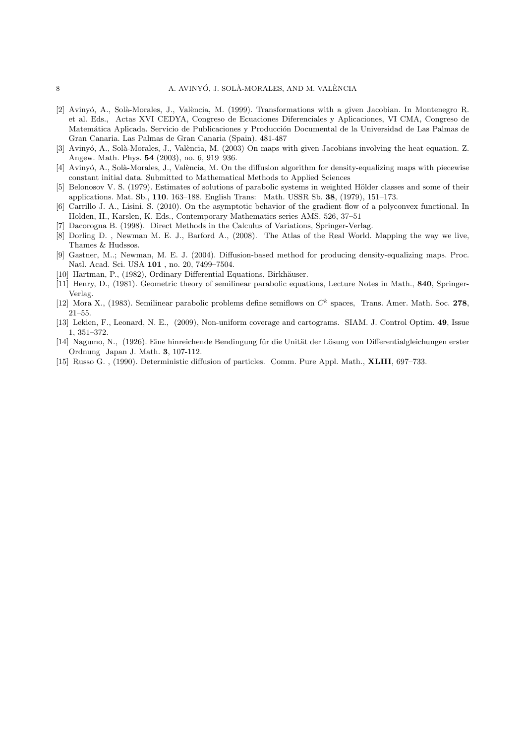[2] Avinyó, A., Solà-Morales, J., València, M. (1999). Transformations with a given Jacobian. In Montenegro R. et al. Eds., Actas XVI CEDYA, Congreso de Ecuaciones Diferenciales y Aplicaciones, VI CMA, Congreso de Matemática Aplicada. Servicio de Publicaciones y Producción Documental de la Universidad de Las Palmas de Gran Canaria. Las Palmas de Gran Canaria (Spain). 481-487

[3] Avinyó, A., Solà-Morales, J., València, M. (2003) On maps with given Jacobians involving the heat equation. Z. Angew. Math. Phys. **54** (2003), no. 6, 919–936.

[4] Avinyó, A., Solà-Morales, J., València, M. On the diffusion algorithm for density-equalizing maps with piecewise constant initial data. Submitted to Mathematical Methods to Applied Sciences

[5] Belonosov V. S. (1979). Estimates of solutions of parabolic systems in weighted Hölder classes and some of their applications. Mat. Sb., **110**. 163–188. English Trans: Math. USSR Sb. **38**, (1979), 151–173.

[6] Carrillo J. A., Lisini. S. (2010). On the asymptotic behavior of the gradient flow of a polyconvex functional. In Holden, H., Karslen, K. Eds., Contemporary Mathematics series AMS. 526, 37–51

[7] Dacorogna B. (1998). Direct Methods in the Calculus of Variations, Springer-Verlag.

[8] Dorling D. , Newman M. E. J., Barford A., (2008). The Atlas of the Real World. Mapping the way we live, Thames & Hudssos.

[9] Gastner, M..; Newman, M. E. J. (2004). Diffusion-based method for producing density-equalizing maps. Proc. Natl. Acad. Sci. USA **101** , no. 20, 7499–7504.

[10] Hartman, P., (1982), Ordinary Differential Equations, Birkhäuser.

[11] Henry, D., (1981). Geometric theory of semilinear parabolic equations, Lecture Notes in Math., **840**, Springer-Verlag.

[12] Mora X., (1983). Semilinear parabolic problems define semiflows on $C^k$ spaces, Trans. Amer. Math. Soc. **278**, 21–55.

[13] Lekien, F., Leonard, N. E., (2009), Non-uniform coverage and cartograms. SIAM. J. Control Optim. **49**, Issue 1, 351–372.

[14] Nagumo, N., (1926). Eine hinreichende Bendingung für die Unität der Lösung von Differentialgleichungen erster Ordnung Japan J. Math. **3**, 107-112.

[15] Russo G. , (1990). Deterministic diffusion of particles. Comm. Pure Appl. Math., **XLIII**, 697–733.